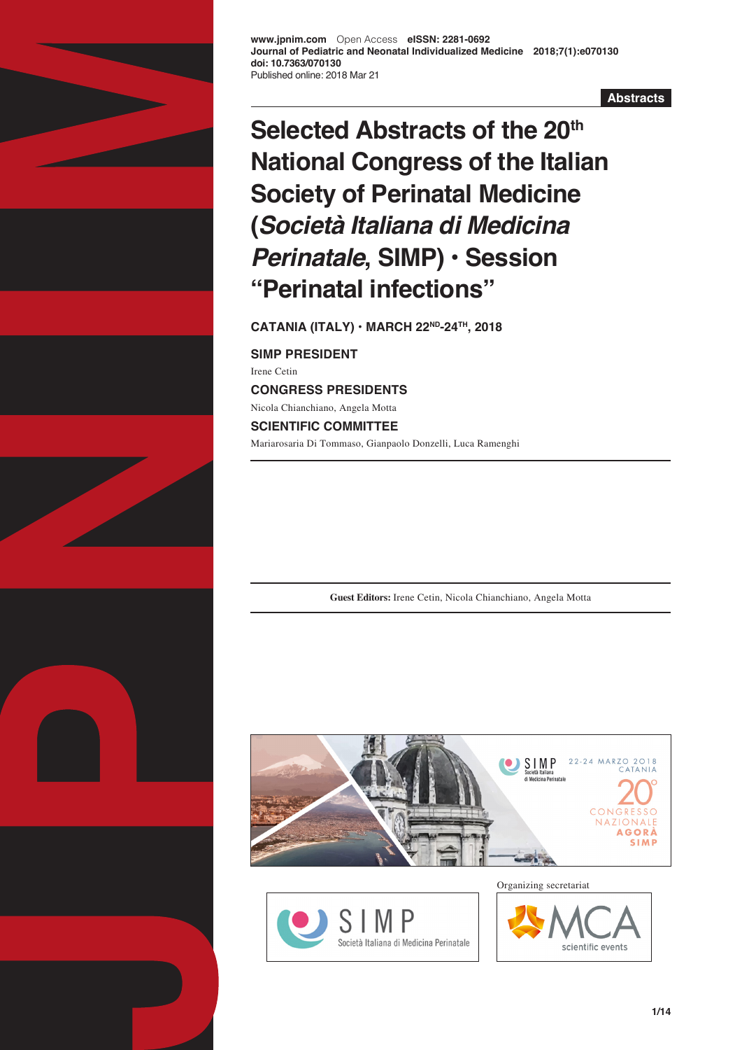www.jpnim.com Open Access **eISSN: 2281-0692**
**Journal of Pediatric and Neonatal Individualized Medicine 2018;7(1):e070130**
**doi: 10.7363/070130**
Published online: 2018 Mar 21

**Abstracts**

# Selected Abstracts of the 20th National Congress of the Italian Society of Perinatal Medicine (*Società Italiana di Medicina Perinatale*, SIMP) • Session "Perinatal infections"

**CATANIA (ITALY) • MARCH 22ND-24TH, 2018**

**SIMP PRESIDENT**

Irene Cetin

**CONGRESS PRESIDENTS**

Nicola Chianchiano, Angela Motta

**SCIENTIFIC COMMITTEE**

Mariarosaria Di Tommaso, Gianpaolo Donzelli, Luca Ramenghi

---

**Guest Editors:** Irene Cetin, Nicola Chianchiano, Angela Motta

---

Organizing secretariat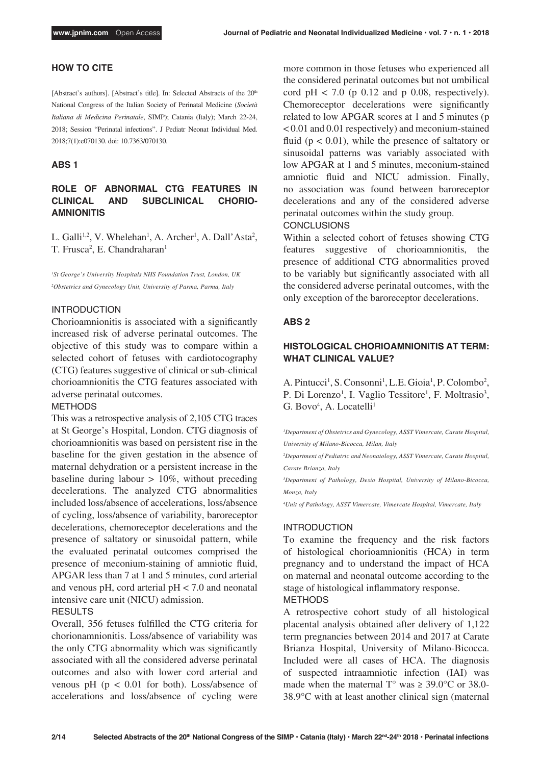## HOW TO CITE

[Abstract's authors]. [Abstract's title]. In: Selected Abstracts of the 20th National Congress of the Italian Society of Perinatal Medicine (*Società Italiana di Medicina Perinatale*, SIMP); Catania (Italy); March 22-24, 2018; Session "Perinatal infections". J Pediatr Neonat Individual Med. 2018;7(1):e070130. doi: 10.7363/070130.

## ABS 1

### ROLE OF ABNORMAL CTG FEATURES IN CLINICAL AND SUBCLINICAL CHORIO-AMNIONITIS

L. Galli[1,2], V. Whelehan[1], A. Archer[1], A. Dall'Asta[2], T. Frusca[2], E. Chandraharan[1]

*[1]St George's University Hospitals NHS Foundation Trust, London, UK*
*[2]Obstetrics and Gynecology Unit, University of Parma, Parma, Italy*

#### INTRODUCTION

Chorioamnionitis is associated with a significantly increased risk of adverse perinatal outcomes. The objective of this study was to compare within a selected cohort of fetuses with cardiotocography (CTG) features suggestive of clinical or sub-clinical chorioamnionitis the CTG features associated with adverse perinatal outcomes.

#### METHODS

This was a retrospective analysis of 2,105 CTG traces at St George's Hospital, London. CTG diagnosis of chorioamnionitis was based on persistent rise in the baseline for the given gestation in the absence of maternal dehydration or a persistent increase in the baseline during labour > 10%, without preceding decelerations. The analyzed CTG abnormalities included loss/absence of accelerations, loss/absence of cycling, loss/absence of variability, baroreceptor decelerations, chemoreceptor decelerations and the presence of saltatory or sinusoidal pattern, while the evaluated perinatal outcomes comprised the presence of meconium-staining of amniotic fluid, APGAR less than 7 at 1 and 5 minutes, cord arterial and venous pH, cord arterial pH < 7.0 and neonatal intensive care unit (NICU) admission.

#### RESULTS

Overall, 356 fetuses fulfilled the CTG criteria for chorionamnionitis. Loss/absence of variability was the only CTG abnormality which was significantly associated with all the considered adverse perinatal outcomes and also with lower cord arterial and venous pH ($p < 0.01$ for both). Loss/absence of accelerations and loss/absence of cycling were more common in those fetuses who experienced all the considered perinatal outcomes but not umbilical cord pH < 7.0 (p 0.12 and p 0.08, respectively). Chemoreceptor decelerations were significantly related to low APGAR scores at 1 and 5 minutes ($p < 0.01$ and 0.01 respectively) and meconium-stained fluid ($p < 0.01$), while the presence of saltatory or sinusoidal patterns was variably associated with low APGAR at 1 and 5 minutes, meconium-stained amniotic fluid and NICU admission. Finally, no association was found between baroreceptor decelerations and any of the considered adverse perinatal outcomes within the study group.

#### CONCLUSIONS

Within a selected cohort of fetuses showing CTG features suggestive of chorioamnionitis, the presence of additional CTG abnormalities proved to be variably but significantly associated with all the considered adverse perinatal outcomes, with the only exception of the baroreceptor decelerations.

## ABS 2

### HISTOLOGICAL CHORIOAMNIONITIS AT TERM: WHAT CLINICAL VALUE?

A. Pintucci[1], S. Consonni[1], L.E. Gioia[1], P. Colombo[2], P. Di Lorenzo[1], I. Vaglio Tessitore[1], F. Moltrasio[3], G. Bovo[4], A. Locatelli[1]

*[1]Department of Obstetrics and Gynecology, ASST Vimercate, Carate Hospital, University of Milano-Bicocca, Milan, Italy*
*[2]Department of Pediatric and Neonatology, ASST Vimercate, Carate Hospital, Carate Brianza, Italy*
*[3]Department of Pathology, Desio Hospital, University of Milano-Bicocca, Monza, Italy*
*[4]Unit of Pathology, ASST Vimercate, Vimercate Hospital, Vimercate, Italy*

#### INTRODUCTION

To examine the frequency and the risk factors of histological chorioamnionitis (HCA) in term pregnancy and to understand the impact of HCA on maternal and neonatal outcome according to the stage of histological inflammatory response.

#### METHODS

A retrospective cohort study of all histological placental analysis obtained after delivery of 1,122 term pregnancies between 2014 and 2017 at Carate Brianza Hospital, University of Milano-Bicocca. Included were all cases of HCA. The diagnosis of suspected intraamniotic infection (IAI) was made when the maternal T° was ≥ 39.0°C or 38.0-38.9°C with at least another clinical sign (maternal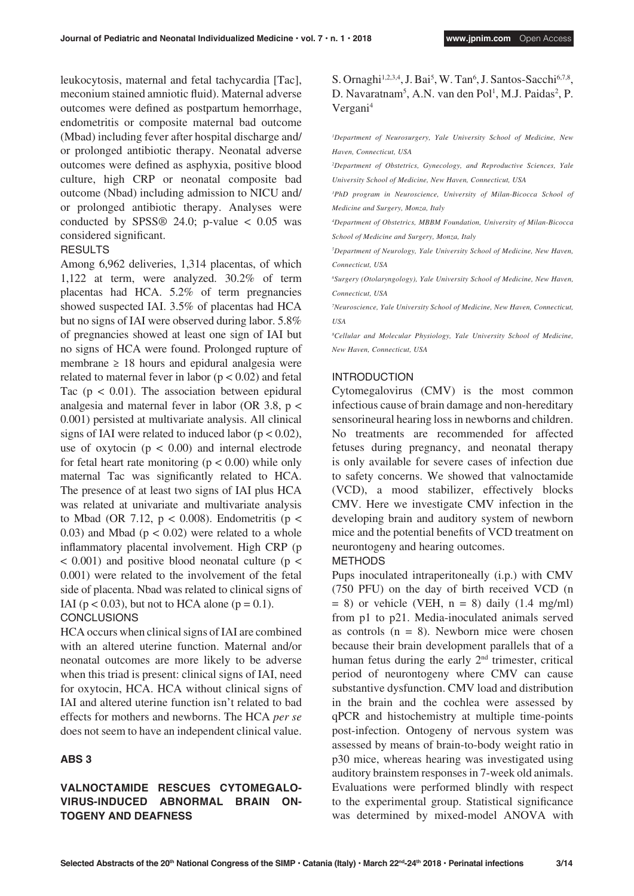leukocytosis, maternal and fetal tachycardia [Tac], meconium stained amniotic fluid). Maternal adverse outcomes were defined as postpartum hemorrhage, endometritis or composite maternal bad outcome (Mbad) including fever after hospital discharge and/or prolonged antibiotic therapy. Neonatal adverse outcomes were defined as asphyxia, positive blood culture, high CRP or neonatal composite bad outcome (Nbad) including admission to NICU and/or prolonged antibiotic therapy. Analyses were conducted by SPSS® 24.0; p-value $< 0.05$ was considered significant.

### RESULTS

Among 6,962 deliveries, 1,314 placentas, of which 1,122 at term, were analyzed. 30.2% of term placentas had HCA. 5.2% of term pregnancies showed suspected IAI. 3.5% of placentas had HCA but no signs of IAI were observed during labor. 5.8% of pregnancies showed at least one sign of IAI but no signs of HCA were found. Prolonged rupture of membrane $\geq 18$ hours and epidural analgesia were related to maternal fever in labor ($p < 0.02$) and fetal Tac ($p < 0.01$). The association between epidural analgesia and maternal fever in labor (OR 3.8, $p < 0.001$) persisted at multivariate analysis. All clinical signs of IAI were related to induced labor ($p < 0.02$), use of oxytocin ($p < 0.00$) and internal electrode for fetal heart rate monitoring ($p < 0.00$) while only maternal Tac was significantly related to HCA. The presence of at least two signs of IAI plus HCA was related at univariate and multivariate analysis to Mbad (OR 7.12, $p < 0.008$). Endometritis ($p < 0.03$) and Mbad ($p < 0.02$) were related to a whole inflammatory placental involvement. High CRP ($p < 0.001$) and positive blood neonatal culture ($p < 0.001$) were related to the involvement of the fetal side of placenta. Nbad was related to clinical signs of IAI ($p < 0.03$), but not to HCA alone ($p = 0.1$).

### CONCLUSIONS

HCA occurs when clinical signs of IAI are combined with an altered uterine function. Maternal and/or neonatal outcomes are more likely to be adverse when this triad is present: clinical signs of IAI, need for oxytocin, HCA. HCA without clinical signs of IAI and altered uterine function isn't related to bad effects for mothers and newborns. The HCA *per se* does not seem to have an independent clinical value.

## ABS 3

## VALNOCTAMIDE RESCUES CYTOMEGALOVIRUS-INDUCED ABNORMAL BRAIN ONTOGENY AND DEAFNESS

S. Ornaghi[1,2,3,4], J. Bai[5], W. Tan[6], J. Santos-Sacchi[6,7,8], D. Navaratnam[5], A.N. van den Pol[1], M.J. Paidas[2], P. Vergani[4]

[1]Department of Neurosurgery, Yale University School of Medicine, New Haven, Connecticut, USA

[2]Department of Obstetrics, Gynecology, and Reproductive Sciences, Yale University School of Medicine, New Haven, Connecticut, USA

[3]PhD program in Neuroscience, University of Milan-Bicocca School of Medicine and Surgery, Monza, Italy

[4]Department of Obstetrics, MBBM Foundation, University of Milan-Bicocca School of Medicine and Surgery, Monza, Italy

[5]Department of Neurology, Yale University School of Medicine, New Haven, Connecticut, USA

[6]Surgery (Otolaryngology), Yale University School of Medicine, New Haven, Connecticut, USA

[7]Neuroscience, Yale University School of Medicine, New Haven, Connecticut, USA

[8]Cellular and Molecular Physiology, Yale University School of Medicine, New Haven, Connecticut, USA

### INTRODUCTION

Cytomegalovirus (CMV) is the most common infectious cause of brain damage and non-hereditary sensorineural hearing loss in newborns and children. No treatments are recommended for affected fetuses during pregnancy, and neonatal therapy is only available for severe cases of infection due to safety concerns. We showed that valnoctamide (VCD), a mood stabilizer, effectively blocks CMV. Here we investigate CMV infection in the developing brain and auditory system of newborn mice and the potential benefits of VCD treatment on neurontogeny and hearing outcomes.

### METHODS

Pups inoculated intraperitoneally (i.p.) with CMV (750 PFU) on the day of birth received VCD (n = 8) or vehicle (VEH, n = 8) daily (1.4 mg/ml) from p1 to p21. Media-inoculated animals served as controls (n = 8). Newborn mice were chosen because their brain development parallels that of a human fetus during the early 2nd trimester, critical period of neurontogeny where CMV can cause substantive dysfunction. CMV load and distribution in the brain and the cochlea were assessed by qPCR and histochemistry at multiple time-points post-infection. Ontogeny of nervous system was assessed by means of brain-to-body weight ratio in p30 mice, whereas hearing was investigated using auditory brainstem responses in 7-week old animals. Evaluations were performed blindly with respect to the experimental group. Statistical significance was determined by mixed-model ANOVA with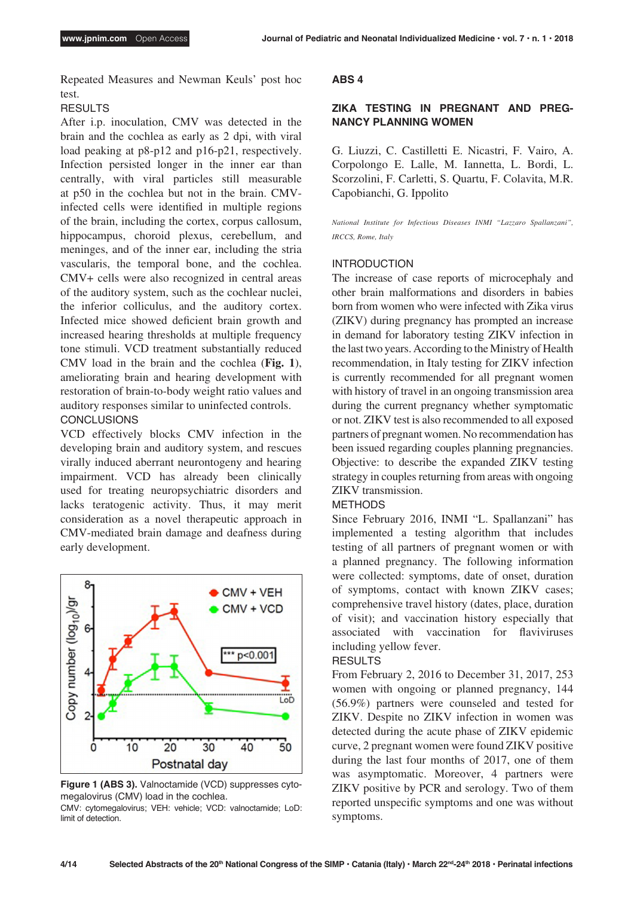Repeated Measures and Newman Keuls' post hoc test.

RESULTS

After i.p. inoculation, CMV was detected in the brain and the cochlea as early as 2 dpi, with viral load peaking at p8-p12 and p16-p21, respectively. Infection persisted longer in the inner ear than centrally, with viral particles still measurable at p50 in the cochlea but not in the brain. CMV-infected cells were identified in multiple regions of the brain, including the cortex, corpus callosum, hippocampus, choroid plexus, cerebellum, and meninges, and of the inner ear, including the stria vascularis, the temporal bone, and the cochlea. CMV+ cells were also recognized in central areas of the auditory system, such as the cochlear nuclei, the inferior colliculus, and the auditory cortex. Infected mice showed deficient brain growth and increased hearing thresholds at multiple frequency tone stimuli. VCD treatment substantially reduced CMV load in the brain and the cochlea (**Fig. 1**), ameliorating brain and hearing development with restoration of brain-to-body weight ratio values and auditory responses similar to uninfected controls.

CONCLUSIONS

VCD effectively blocks CMV infection in the developing brain and auditory system, and rescues virally induced aberrant neurontogeny and hearing impairment. VCD has already been clinically used for treating neuropsychiatric disorders and lacks teratogenic activity. Thus, it may merit consideration as a novel therapeutic approach in CMV-mediated brain damage and deafness during early development.

**Figure 1 (ABS 3).** Valnoctamide (VCD) suppresses cytomegalovirus (CMV) load in the cochlea.
CMV: cytomegalovirus; VEH: vehicle; VCD: valnoctamide; LoD: limit of detection.

## ABS 4

## ZIKA TESTING IN PREGNANT AND PREGNANCY PLANNING WOMEN

G. Liuzzi, C. Castilletti E. Nicastri, F. Vairo, A. Corpolongo E. Lalle, M. Iannetta, L. Bordi, L. Scorzolini, F. Carletti, S. Quartu, F. Colavita, M.R. Capobianchi, G. Ippolito

*National Institute for Infectious Diseases INMI "Lazzaro Spallanzani", IRCCS, Rome, Italy*

INTRODUCTION

The increase of case reports of microcephaly and other brain malformations and disorders in babies born from women who were infected with Zika virus (ZIKV) during pregnancy has prompted an increase in demand for laboratory testing ZIKV infection in the last two years. According to the Ministry of Health recommendation, in Italy testing for ZIKV infection is currently recommended for all pregnant women with history of travel in an ongoing transmission area during the current pregnancy whether symptomatic or not. ZIKV test is also recommended to all exposed partners of pregnant women. No recommendation has been issued regarding couples planning pregnancies. Objective: to describe the expanded ZIKV testing strategy in couples returning from areas with ongoing ZIKV transmission.

METHODS

Since February 2016, INMI "L. Spallanzani" has implemented a testing algorithm that includes testing of all partners of pregnant women or with a planned pregnancy. The following information were collected: symptoms, date of onset, duration of symptoms, contact with known ZIKV cases; comprehensive travel history (dates, place, duration of visit); and vaccination history especially that associated with vaccination for flaviviruses including yellow fever.

RESULTS

From February 2, 2016 to December 31, 2017, 253 women with ongoing or planned pregnancy, 144 (56.9%) partners were counseled and tested for ZIKV. Despite no ZIKV infection in women was detected during the acute phase of ZIKV epidemic curve, 2 pregnant women were found ZIKV positive during the last four months of 2017, one of them was asymptomatic. Moreover, 4 partners were ZIKV positive by PCR and serology. Two of them reported unspecific symptoms and one was without symptoms.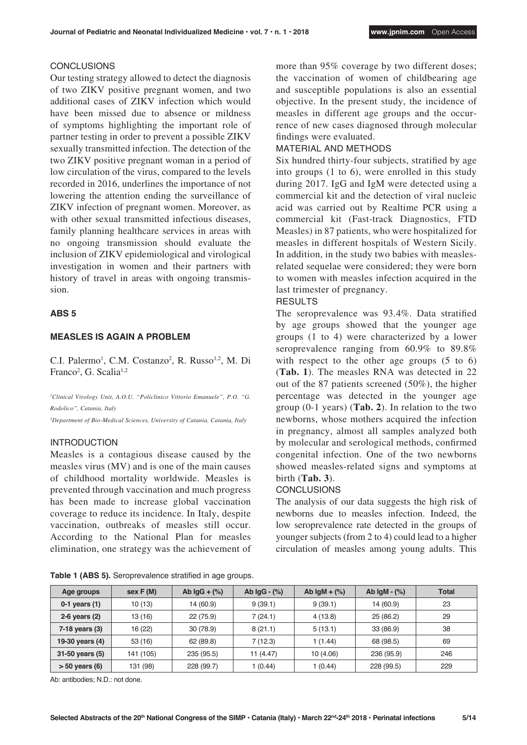### CONCLUSIONS

Our testing strategy allowed to detect the diagnosis of two ZIKV positive pregnant women, and two additional cases of ZIKV infection which would have been missed due to absence or mildness of symptoms highlighting the important role of partner testing in order to prevent a possible ZIKV sexually transmitted infection. The detection of the two ZIKV positive pregnant woman in a period of low circulation of the virus, compared to the levels recorded in 2016, underlines the importance of not lowering the attention ending the surveillance of ZIKV infection of pregnant women. Moreover, as with other sexual transmitted infectious diseases, family planning healthcare services in areas with no ongoing transmission should evaluate the inclusion of ZIKV epidemiological and virological investigation in women and their partners with history of travel in areas with ongoing transmission.

## ABS 5

## MEASLES IS AGAIN A PROBLEM

C.I. Palermo[1], C.M. Costanzo[2], R. Russo[1,2], M. Di Franco[2], G. Scalia[1,2]

[1]Clinical Virology Unit, A.O.U. "Policlinico Vittorio Emanuele", P.O. "G. Rodolico", Catania, Italy

[2]Department of Bio-Medical Sciences, University of Catania, Catania, Italy

### INTRODUCTION

Measles is a contagious disease caused by the measles virus (MV) and is one of the main causes of childhood mortality worldwide. Measles is prevented through vaccination and much progress has been made to increase global vaccination coverage to reduce its incidence. In Italy, despite vaccination, outbreaks of measles still occur. According to the National Plan for measles elimination, one strategy was the achievement of more than 95% coverage by two different doses; the vaccination of women of childbearing age and susceptible populations is also an essential objective. In the present study, the incidence of measles in different age groups and the occurrence of new cases diagnosed through molecular findings were evaluated.

### MATERIAL AND METHODS

Six hundred thirty-four subjects, stratified by age into groups (1 to 6), were enrolled in this study during 2017. IgG and IgM were detected using a commercial kit and the detection of viral nucleic acid was carried out by Realtime PCR using a commercial kit (Fast-track Diagnostics, FTD Measles) in 87 patients, who were hospitalized for measles in different hospitals of Western Sicily. In addition, in the study two babies with measles-related sequelae were considered; they were born to women with measles infection acquired in the last trimester of pregnancy.

### RESULTS

The seroprevalence was 93.4%. Data stratified by age groups showed that the younger age groups (1 to 4) were characterized by a lower seroprevalence ranging from 60.9% to 89.8% with respect to the other age groups (5 to 6) (**Tab. 1**). The measles RNA was detected in 22 out of the 87 patients screened (50%), the higher percentage was detected in the younger age group (0-1 years) (**Tab. 2**). In relation to the two newborns, whose mothers acquired the infection in pregnancy, almost all samples analyzed both by molecular and serological methods, confirmed congenital infection. One of the two newborns showed measles-related signs and symptoms at birth (**Tab. 3**).

### CONCLUSIONS

The analysis of our data suggests the high risk of newborns due to measles infection. Indeed, the low seroprevalence rate detected in the groups of younger subjects (from 2 to 4) could lead to a higher circulation of measles among young adults. This

**Table 1 (ABS 5).** Seroprevalence stratified in age groups.

| Age groups | sex F (M) | Ab IgG + (%) | Ab IgG - (%) | Ab IgM + (%) | Ab IgM - (%) | Total |
|---|---|---|---|---|---|---|
| **0-1 years (1)** | 10 (13) | 14 (60.9) | 9 (39.1) | 9 (39.1) | 14 (60.9) | 23 |
| **2-6 years (2)** | 13 (16) | 22 (75.9) | 7 (24.1) | 4 (13.8) | 25 (86.2) | 29 |
| **7-18 years (3)** | 16 (22) | 30 (78.9) | 8 (21.1) | 5 (13.1) | 33 (86.9) | 38 |
| **19-30 years (4)** | 53 (16) | 62 (89.8) | 7 (12.3) | 1 (1.44) | 68 (98.5) | 69 |
| **31-50 years (5)** | 141 (105) | 235 (95.5) | 11 (4.47) | 10 (4.06) | 236 (95.9) | 246 |
| **> 50 years (6)** | 131 (98) | 228 (99.7) | 1 (0.44) | 1 (0.44) | 228 (99.5) | 229 |

Ab: antibodies; N.D.: not done.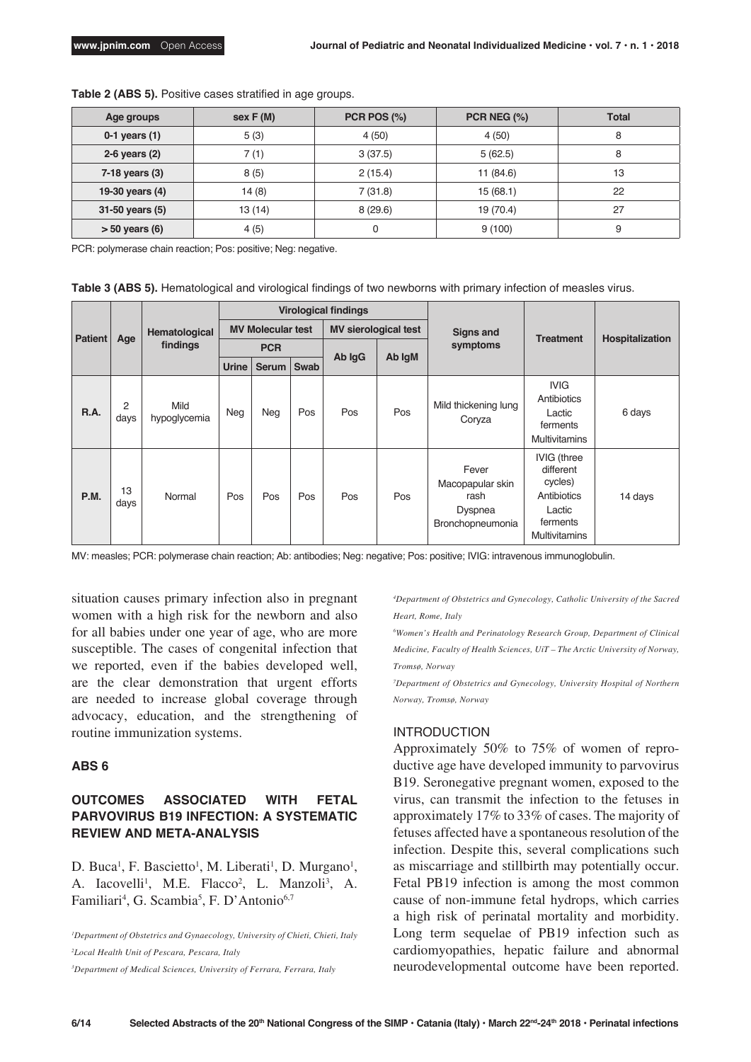**Table 2 (ABS 5).** Positive cases stratified in age groups.

| Age groups | sex F (M) | PCR POS (%) | PCR NEG (%) | Total |
|---|---|---|---|---|
| 0-1 years (1) | 5 (3) | 4 (50) | 4 (50) | 8 |
| 2-6 years (2) | 7 (1) | 3 (37.5) | 5 (62.5) | 8 |
| 7-18 years (3) | 8 (5) | 2 (15.4) | 11 (84.6) | 13 |
| 19-30 years (4) | 14 (8) | 7 (31.8) | 15 (68.1) | 22 |
| 31-50 years (5) | 13 (14) | 8 (29.6) | 19 (70.4) | 27 |
| > 50 years (6) | 4 (5) | 0 | 9 (100) | 9 |

PCR: polymerase chain reaction; Pos: positive; Neg: negative.

**Table 3 (ABS 5).** Hematological and virological findings of two newborns with primary infection of measles virus.

| Patient | Age | Hematological findings | Virological findings | | | | | Signs and symptoms | Treatment | Hospitalization |
|---|---|---|---|---|---|---|---|---|---|---|
| | | | MV Molecular test | | | MV sierological test | | | | |
| | | | PCR | | | Ab IgG | Ab IgM | | | |
| | | | Urine | Serum | Swab | | | | | |
| R.A. | 2 days | Mild hypoglycemia | Neg | Neg | Pos | Pos | Pos | Mild thickening lung Coryza | IVIG Antibiotics Lactic ferments Multivitamins | 6 days |
| P.M. | 13 days | Normal | Pos | Pos | Pos | Pos | Pos | Fever Macopapular skin rash Dyspnea Bronchopneumonia | IVIG (three different cycles) Antibiotics Lactic ferments Multivitamins | 14 days |

MV: measles; PCR: polymerase chain reaction; Ab: antibodies; Neg: negative; Pos: positive; IVIG: intravenous immunoglobulin.

situation causes primary infection also in pregnant women with a high risk for the newborn and also for all babies under one year of age, who are more susceptible. The cases of congenital infection that we reported, even if the babies developed well, are the clear demonstration that urgent efforts are needed to increase global coverage through advocacy, education, and the strengthening of routine immunization systems.

## ABS 6

### OUTCOMES ASSOCIATED WITH FETAL PARVOVIRUS B19 INFECTION: A SYSTEMATIC REVIEW AND META-ANALYSIS

D. Buca[1], F. Bascietto[1], M. Liberati[1], D. Murgano[1], A. Iacovelli[1], M.E. Flacco[2], L. Manzoli[3], A. Familiari[4], G. Scambia[5], F. D'Antonio[6,7]

*[1]Department of Obstetrics and Gynaecology, University of Chieti, Chieti, Italy*

*[2]Local Health Unit of Pescara, Pescara, Italy*

*[3]Department of Medical Sciences, University of Ferrara, Ferrara, Italy*

*[4]Department of Obstetrics and Gynecology, Catholic University of the Sacred Heart, Rome, Italy*

*[6]Women's Health and Perinatology Research Group, Department of Clinical Medicine, Faculty of Health Sciences, UiT – The Arctic University of Norway, Tromsø, Norway*

*[7]Department of Obstetrics and Gynecology, University Hospital of Northern Norway, Tromsø, Norway*

#### INTRODUCTION

Approximately 50% to 75% of women of reproductive age have developed immunity to parvovirus B19. Seronegative pregnant women, exposed to the virus, can transmit the infection to the fetuses in approximately 17% to 33% of cases. The majority of fetuses affected have a spontaneous resolution of the infection. Despite this, several complications such as miscarriage and stillbirth may potentially occur. Fetal PB19 infection is among the most common cause of non-immune fetal hydrops, which carries a high risk of perinatal mortality and morbidity. Long term sequelae of PB19 infection such as cardiomyopathies, hepatic failure and abnormal neurodevelopmental outcome have been reported.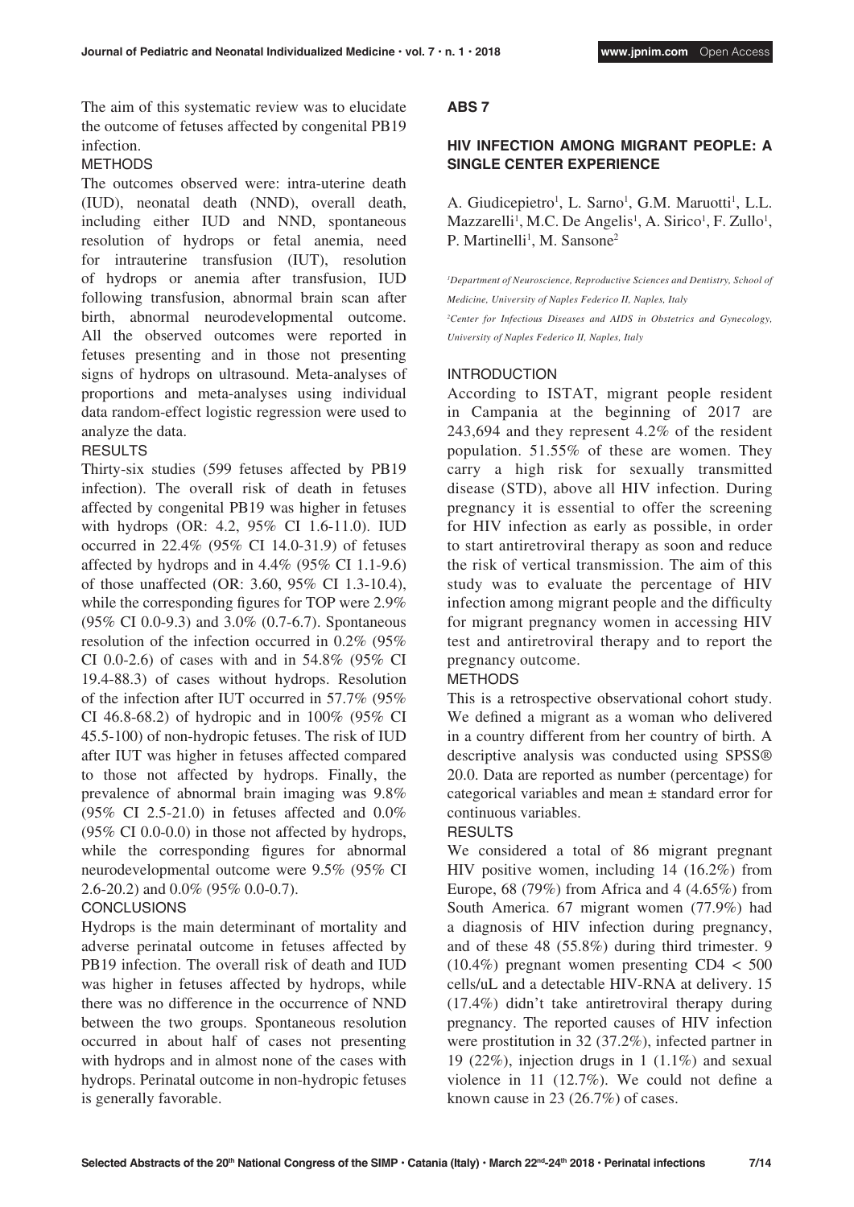The aim of this systematic review was to elucidate the outcome of fetuses affected by congenital PB19 infection.

METHODS

The outcomes observed were: intra-uterine death (IUD), neonatal death (NND), overall death, including either IUD and NND, spontaneous resolution of hydrops or fetal anemia, need for intrauterine transfusion (IUT), resolution of hydrops or anemia after transfusion, IUD following transfusion, abnormal brain scan after birth, abnormal neurodevelopmental outcome. All the observed outcomes were reported in fetuses presenting and in those not presenting signs of hydrops on ultrasound. Meta-analyses of proportions and meta-analyses using individual data random-effect logistic regression were used to analyze the data.

RESULTS

Thirty-six studies (599 fetuses affected by PB19 infection). The overall risk of death in fetuses affected by congenital PB19 was higher in fetuses with hydrops (OR: 4.2, 95% CI 1.6-11.0). IUD occurred in 22.4% (95% CI 14.0-31.9) of fetuses affected by hydrops and in 4.4% (95% CI 1.1-9.6) of those unaffected (OR: 3.60, 95% CI 1.3-10.4), while the corresponding figures for TOP were 2.9% (95% CI 0.0-9.3) and 3.0% (0.7-6.7). Spontaneous resolution of the infection occurred in 0.2% (95% CI 0.0-2.6) of cases with and in 54.8% (95% CI 19.4-88.3) of cases without hydrops. Resolution of the infection after IUT occurred in 57.7% (95% CI 46.8-68.2) of hydropic and in 100% (95% CI 45.5-100) of non-hydropic fetuses. The risk of IUD after IUT was higher in fetuses affected compared to those not affected by hydrops. Finally, the prevalence of abnormal brain imaging was 9.8% (95% CI 2.5-21.0) in fetuses affected and 0.0% (95% CI 0.0-0.0) in those not affected by hydrops, while the corresponding figures for abnormal neurodevelopmental outcome were 9.5% (95% CI 2.6-20.2) and 0.0% (95% 0.0-0.7).

CONCLUSIONS

Hydrops is the main determinant of mortality and adverse perinatal outcome in fetuses affected by PB19 infection. The overall risk of death and IUD was higher in fetuses affected by hydrops, while there was no difference in the occurrence of NND between the two groups. Spontaneous resolution occurred in about half of cases not presenting with hydrops and in almost none of the cases with hydrops. Perinatal outcome in non-hydropic fetuses is generally favorable.

## ABS 7

### HIV INFECTION AMONG MIGRANT PEOPLE: A SINGLE CENTER EXPERIENCE

A. Giudicepietro[1], L. Sarno[1], G.M. Maruotti[1], L.L. Mazzarelli[1], M.C. De Angelis[1], A. Sirico[1], F. Zullo[1], P. Martinelli[1], M. Sansone[2]

*[1]Department of Neuroscience, Reproductive Sciences and Dentistry, School of Medicine, University of Naples Federico II, Naples, Italy*

*[2]Center for Infectious Diseases and AIDS in Obstetrics and Gynecology, University of Naples Federico II, Naples, Italy*

INTRODUCTION

According to ISTAT, migrant people resident in Campania at the beginning of 2017 are 243,694 and they represent 4.2% of the resident population. 51.55% of these are women. They carry a high risk for sexually transmitted disease (STD), above all HIV infection. During pregnancy it is essential to offer the screening for HIV infection as early as possible, in order to start antiretroviral therapy as soon and reduce the risk of vertical transmission. The aim of this study was to evaluate the percentage of HIV infection among migrant people and the difficulty for migrant pregnancy women in accessing HIV test and antiretroviral therapy and to report the pregnancy outcome.

METHODS

This is a retrospective observational cohort study. We defined a migrant as a woman who delivered in a country different from her country of birth. A descriptive analysis was conducted using SPSS® 20.0. Data are reported as number (percentage) for categorical variables and mean ± standard error for continuous variables.

RESULTS

We considered a total of 86 migrant pregnant HIV positive women, including 14 (16.2%) from Europe, 68 (79%) from Africa and 4 (4.65%) from South America. 67 migrant women (77.9%) had a diagnosis of HIV infection during pregnancy, and of these 48 (55.8%) during third trimester. 9 (10.4%) pregnant women presenting CD4 < 500 cells/uL and a detectable HIV-RNA at delivery. 15 (17.4%) didn't take antiretroviral therapy during pregnancy. The reported causes of HIV infection were prostitution in 32 (37.2%), infected partner in 19 (22%), injection drugs in 1 (1.1%) and sexual violence in 11 (12.7%). We could not define a known cause in 23 (26.7%) of cases.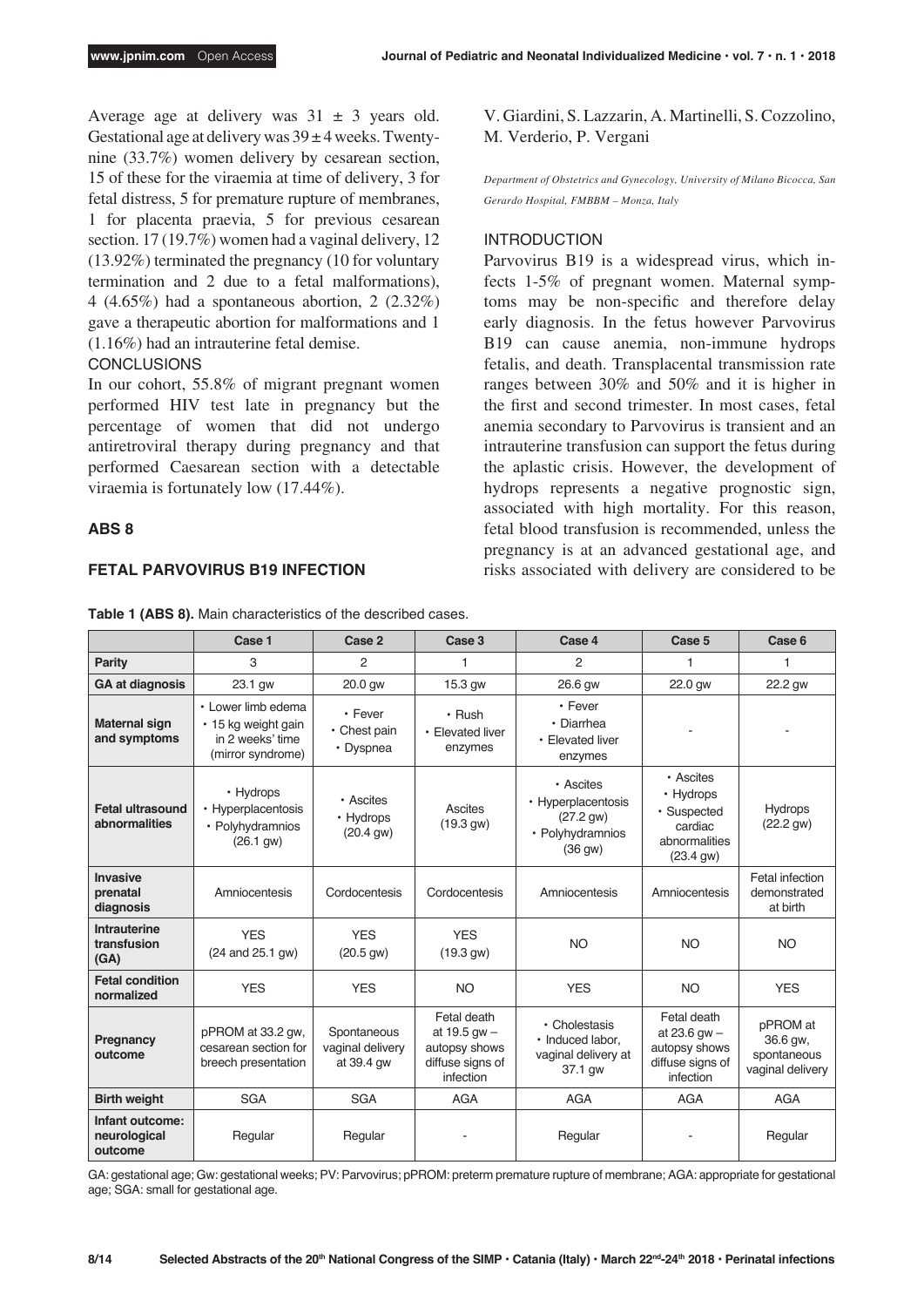Average age at delivery was 31 ± 3 years old. Gestational age at delivery was 39 ± 4 weeks. Twenty-nine (33.7%) women delivery by cesarean section, 15 of these for the viraemia at time of delivery, 3 for fetal distress, 5 for premature rupture of membranes, 1 for placenta praevia, 5 for previous cesarean section. 17 (19.7%) women had a vaginal delivery, 12 (13.92%) terminated the pregnancy (10 for voluntary termination and 2 due to a fetal malformations), 4 (4.65%) had a spontaneous abortion, 2 (2.32%) gave a therapeutic abortion for malformations and 1 (1.16%) had an intrauterine fetal demise.

CONCLUSIONS

In our cohort, 55.8% of migrant pregnant women performed HIV test late in pregnancy but the percentage of women that did not undergo antiretroviral therapy during pregnancy and that performed Caesarean section with a detectable viraemia is fortunately low (17.44%).

## ABS 8

## FETAL PARVOVIRUS B19 INFECTION

V. Giardini, S. Lazzarin, A. Martinelli, S. Cozzolino, M. Verderio, P. Vergani

*Department of Obstetrics and Gynecology, University of Milano Bicocca, San Gerardo Hospital, FMBBM – Monza, Italy*

INTRODUCTION

Parvovirus B19 is a widespread virus, which infects 1-5% of pregnant women. Maternal symptoms may be non-specific and therefore delay early diagnosis. In the fetus however Parvovirus B19 can cause anemia, non-immune hydrops fetalis, and death. Transplacental transmission rate ranges between 30% and 50% and it is higher in the first and second trimester. In most cases, fetal anemia secondary to Parvovirus is transient and an intrauterine transfusion can support the fetus during the aplastic crisis. However, the development of hydrops represents a negative prognostic sign, associated with high mortality. For this reason, fetal blood transfusion is recommended, unless the pregnancy is at an advanced gestational age, and risks associated with delivery are considered to be

**Table 1 (ABS 8).** Main characteristics of the described cases.

| | Case 1 | Case 2 | Case 3 | Case 4 | Case 5 | Case 6 |
|---|---|---|---|---|---|---|
| **Parity** | 3 | 2 | 1 | 2 | 1 | 1 |
| **GA at diagnosis** | 23.1 gw | 20.0 gw | 15.3 gw | 26.6 gw | 22.0 gw | 22.2 gw |
| **Maternal sign and symptoms** | • Lower limb edema • 15 kg weight gain in 2 weeks' time (mirror syndrome) | • Fever • Chest pain • Dyspnea | • Rush • Elevated liver enzymes | • Fever • Diarrhea • Elevated liver enzymes | - | - |
| **Fetal ultrasound abnormalities** | • Hydrops • Hyperplacentosis • Polyhydramnios (26.1 gw) | • Ascites • Hydrops (20.4 gw) | Ascites (19.3 gw) | • Ascites • Hyperplacentosis (27.2 gw) • Polyhydramnios (36 gw) | • Ascites • Hydrops • Suspected cardiac abnormalities (23.4 gw) | Hydrops (22.2 gw) |
| **Invasive prenatal diagnosis** | Amniocentesis | Cordocentesis | Cordocentesis | Amniocentesis | Amniocentesis | Fetal infection demonstrated at birth |
| **Intrauterine transfusion (GA)** | YES (24 and 25.1 gw) | YES (20.5 gw) | YES (19.3 gw) | NO | NO | NO |
| **Fetal condition normalized** | YES | YES | NO | YES | NO | YES |
| **Pregnancy outcome** | pPROM at 33.2 gw, cesarean section for breech presentation | Spontaneous vaginal delivery at 39.4 gw | Fetal death at 19.5 gw – autopsy shows diffuse signs of infection | • Cholestasis • Induced labor, vaginal delivery at 37.1 gw | Fetal death at 23.6 gw – autopsy shows diffuse signs of infection | pPROM at 36.6 gw, spontaneous vaginal delivery |
| **Birth weight** | SGA | SGA | AGA | AGA | AGA | AGA |
| **Infant outcome: neurological outcome** | Regular | Regular | - | Regular | - | Regular |

GA: gestational age; Gw: gestational weeks; PV: Parvovirus; pPROM: preterm premature rupture of membrane; AGA: appropriate for gestational age; SGA: small for gestational age.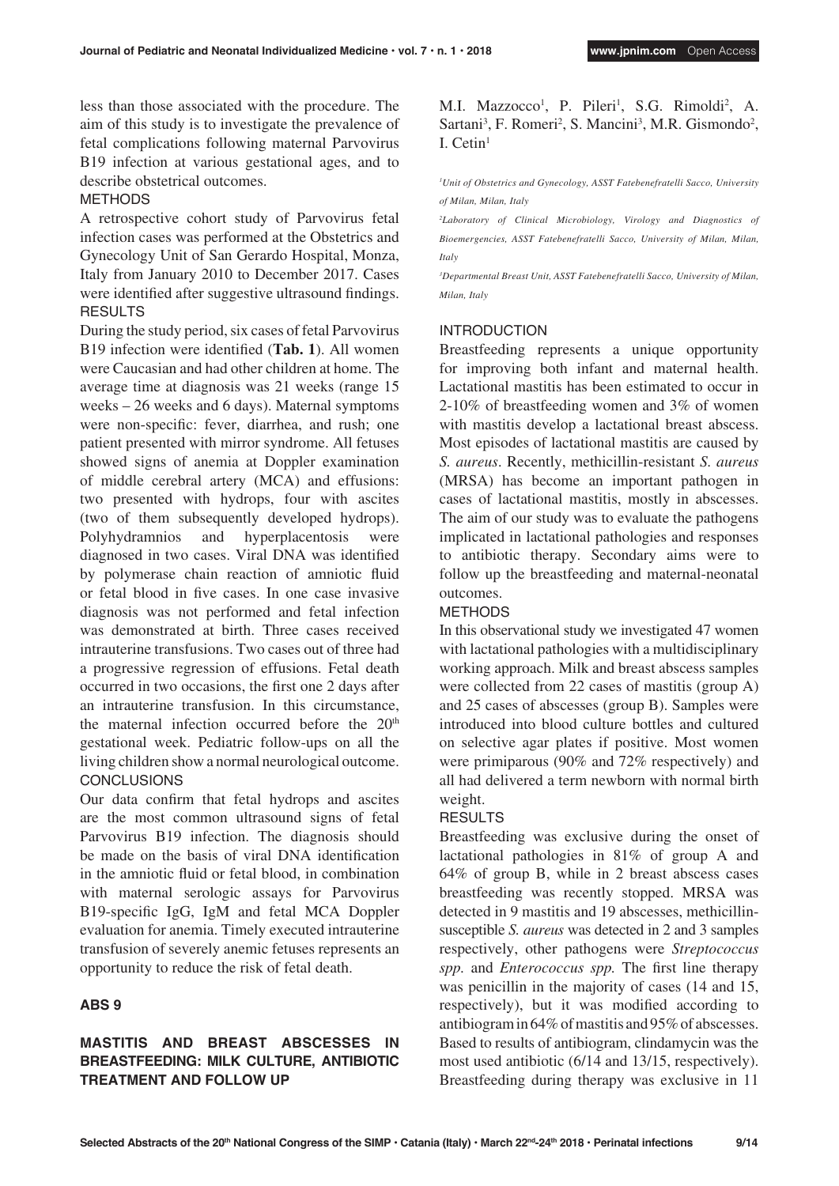less than those associated with the procedure. The aim of this study is to investigate the prevalence of fetal complications following maternal Parvovirus B19 infection at various gestational ages, and to describe obstetrical outcomes.

METHODS

A retrospective cohort study of Parvovirus fetal infection cases was performed at the Obstetrics and Gynecology Unit of San Gerardo Hospital, Monza, Italy from January 2010 to December 2017. Cases were identified after suggestive ultrasound findings.

RESULTS

During the study period, six cases of fetal Parvovirus B19 infection were identified (**Tab. 1**). All women were Caucasian and had other children at home. The average time at diagnosis was 21 weeks (range 15 weeks – 26 weeks and 6 days). Maternal symptoms were non-specific: fever, diarrhea, and rush; one patient presented with mirror syndrome. All fetuses showed signs of anemia at Doppler examination of middle cerebral artery (MCA) and effusions: two presented with hydrops, four with ascites (two of them subsequently developed hydrops). Polyhydramnios and hyperplacentosis were diagnosed in two cases. Viral DNA was identified by polymerase chain reaction of amniotic fluid or fetal blood in five cases. In one case invasive diagnosis was not performed and fetal infection was demonstrated at birth. Three cases received intrauterine transfusions. Two cases out of three had a progressive regression of effusions. Fetal death occurred in two occasions, the first one 2 days after an intrauterine transfusion. In this circumstance, the maternal infection occurred before the 20th gestational week. Pediatric follow-ups on all the living children show a normal neurological outcome.

CONCLUSIONS

Our data confirm that fetal hydrops and ascites are the most common ultrasound signs of fetal Parvovirus B19 infection. The diagnosis should be made on the basis of viral DNA identification in the amniotic fluid or fetal blood, in combination with maternal serologic assays for Parvovirus B19-specific IgG, IgM and fetal MCA Doppler evaluation for anemia. Timely executed intrauterine transfusion of severely anemic fetuses represents an opportunity to reduce the risk of fetal death.

## ABS 9

## MASTITIS AND BREAST ABSCESSES IN BREASTFEEDING: MILK CULTURE, ANTIBIOTIC TREATMENT AND FOLLOW UP

M.I. Mazzocco[1], P. Pileri[1], S.G. Rimoldi[2], A. Sartani[3], F. Romeri[2], S. Mancini[3], M.R. Gismondo[2], I. Cetin[1]

*[1]Unit of Obstetrics and Gynecology, ASST Fatebenefratelli Sacco, University of Milan, Milan, Italy*

*[2]Laboratory of Clinical Microbiology, Virology and Diagnostics of Bioemergencies, ASST Fatebenefratelli Sacco, University of Milan, Milan, Italy*

*[3]Departmental Breast Unit, ASST Fatebenefratelli Sacco, University of Milan, Milan, Italy*

INTRODUCTION

Breastfeeding represents a unique opportunity for improving both infant and maternal health. Lactational mastitis has been estimated to occur in 2-10% of breastfeeding women and 3% of women with mastitis develop a lactational breast abscess. Most episodes of lactational mastitis are caused by *S. aureus*. Recently, methicillin-resistant *S. aureus* (MRSA) has become an important pathogen in cases of lactational mastitis, mostly in abscesses. The aim of our study was to evaluate the pathogens implicated in lactational pathologies and responses to antibiotic therapy. Secondary aims were to follow up the breastfeeding and maternal-neonatal outcomes.

METHODS

In this observational study we investigated 47 women with lactational pathologies with a multidisciplinary working approach. Milk and breast abscess samples were collected from 22 cases of mastitis (group A) and 25 cases of abscesses (group B). Samples were introduced into blood culture bottles and cultured on selective agar plates if positive. Most women were primiparous (90% and 72% respectively) and all had delivered a term newborn with normal birth weight.

RESULTS

Breastfeeding was exclusive during the onset of lactational pathologies in 81% of group A and 64% of group B, while in 2 breast abscess cases breastfeeding was recently stopped. MRSA was detected in 9 mastitis and 19 abscesses, methicillin-susceptible *S. aureus* was detected in 2 and 3 samples respectively, other pathogens were *Streptococcus spp.* and *Enterococcus spp.* The first line therapy was penicillin in the majority of cases (14 and 15, respectively), but it was modified according to antibiogram in 64% of mastitis and 95% of abscesses. Based to results of antibiogram, clindamycin was the most used antibiotic (6/14 and 13/15, respectively). Breastfeeding during therapy was exclusive in 11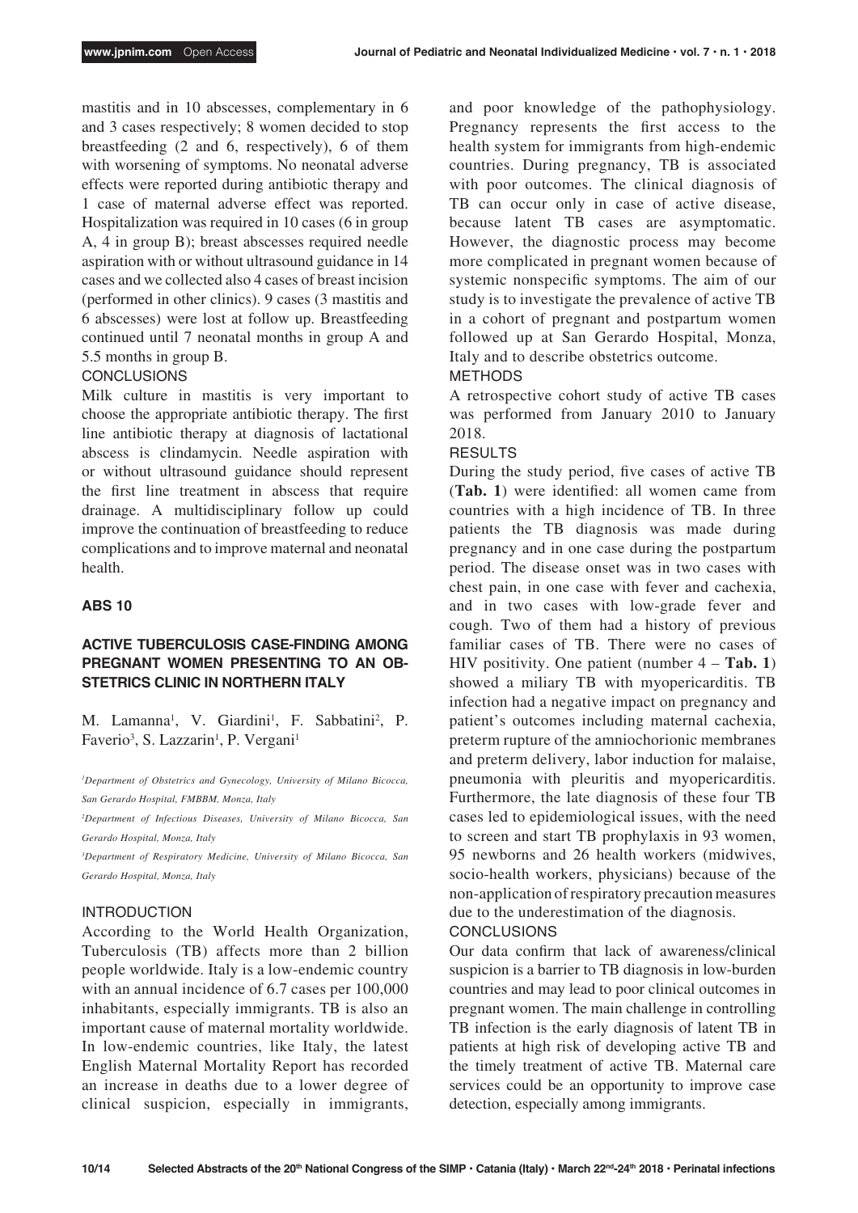mastitis and in 10 abscesses, complementary in 6 and 3 cases respectively; 8 women decided to stop breastfeeding (2 and 6, respectively), 6 of them with worsening of symptoms. No neonatal adverse effects were reported during antibiotic therapy and 1 case of maternal adverse effect was reported. Hospitalization was required in 10 cases (6 in group A, 4 in group B); breast abscesses required needle aspiration with or without ultrasound guidance in 14 cases and we collected also 4 cases of breast incision (performed in other clinics). 9 cases (3 mastitis and 6 abscesses) were lost at follow up. Breastfeeding continued until 7 neonatal months in group A and 5.5 months in group B.

CONCLUSIONS

Milk culture in mastitis is very important to choose the appropriate antibiotic therapy. The first line antibiotic therapy at diagnosis of lactational abscess is clindamycin. Needle aspiration with or without ultrasound guidance should represent the first line treatment in abscess that require drainage. A multidisciplinary follow up could improve the continuation of breastfeeding to reduce complications and to improve maternal and neonatal health.

## ABS 10

### ACTIVE TUBERCULOSIS CASE-FINDING AMONG PREGNANT WOMEN PRESENTING TO AN OBSTETRICS CLINIC IN NORTHERN ITALY

M. Lamanna[1], V. Giardini[1], F. Sabbatini[2], P. Faverio[3], S. Lazzarin[1], P. Vergani[1]

*[1]Department of Obstetrics and Gynecology, University of Milano Bicocca, San Gerardo Hospital, FMBBM, Monza, Italy*

*[2]Department of Infectious Diseases, University of Milano Bicocca, San Gerardo Hospital, Monza, Italy*

*[3]Department of Respiratory Medicine, University of Milano Bicocca, San Gerardo Hospital, Monza, Italy*

INTRODUCTION

According to the World Health Organization, Tuberculosis (TB) affects more than 2 billion people worldwide. Italy is a low-endemic country with an annual incidence of 6.7 cases per 100,000 inhabitants, especially immigrants. TB is also an important cause of maternal mortality worldwide. In low-endemic countries, like Italy, the latest English Maternal Mortality Report has recorded an increase in deaths due to a lower degree of clinical suspicion, especially in immigrants, and poor knowledge of the pathophysiology. Pregnancy represents the first access to the health system for immigrants from high-endemic countries. During pregnancy, TB is associated with poor outcomes. The clinical diagnosis of TB can occur only in case of active disease, because latent TB cases are asymptomatic. However, the diagnostic process may become more complicated in pregnant women because of systemic nonspecific symptoms. The aim of our study is to investigate the prevalence of active TB in a cohort of pregnant and postpartum women followed up at San Gerardo Hospital, Monza, Italy and to describe obstetrics outcome.

METHODS

A retrospective cohort study of active TB cases was performed from January 2010 to January 2018.

RESULTS

During the study period, five cases of active TB (**Tab. 1**) were identified: all women came from countries with a high incidence of TB. In three patients the TB diagnosis was made during pregnancy and in one case during the postpartum period. The disease onset was in two cases with chest pain, in one case with fever and cachexia, and in two cases with low-grade fever and cough. Two of them had a history of previous familiar cases of TB. There were no cases of HIV positivity. One patient (number 4 – **Tab. 1**) showed a miliary TB with myopericarditis. TB infection had a negative impact on pregnancy and patient's outcomes including maternal cachexia, preterm rupture of the amniochorionic membranes and preterm delivery, labor induction for malaise, pneumonia with pleuritis and myopericarditis. Furthermore, the late diagnosis of these four TB cases led to epidemiological issues, with the need to screen and start TB prophylaxis in 93 women, 95 newborns and 26 health workers (midwives, socio-health workers, physicians) because of the non-application of respiratory precaution measures due to the underestimation of the diagnosis.

CONCLUSIONS

Our data confirm that lack of awareness/clinical suspicion is a barrier to TB diagnosis in low-burden countries and may lead to poor clinical outcomes in pregnant women. The main challenge in controlling TB infection is the early diagnosis of latent TB in patients at high risk of developing active TB and the timely treatment of active TB. Maternal care services could be an opportunity to improve case detection, especially among immigrants.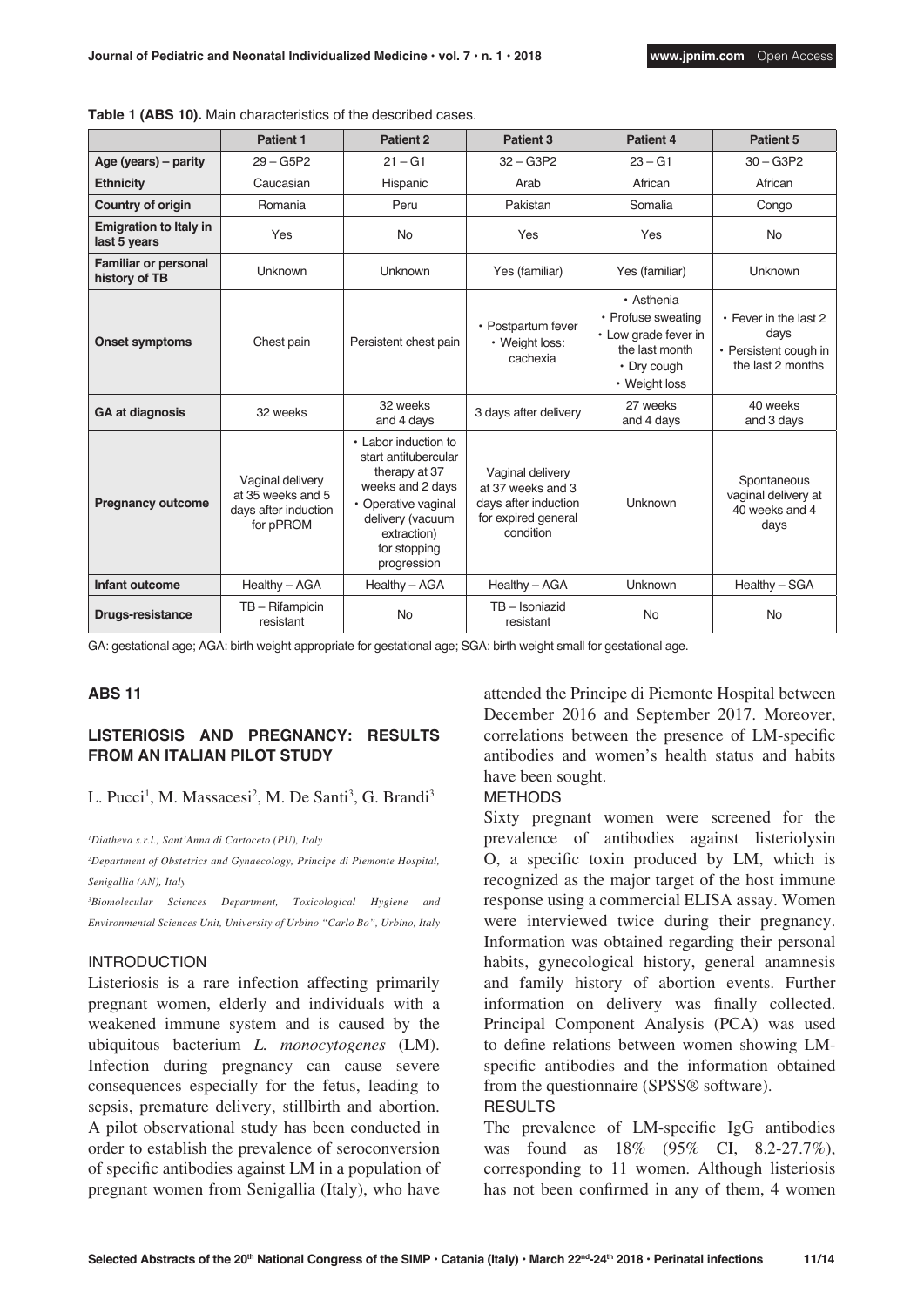**Table 1 (ABS 10).** Main characteristics of the described cases.

| | Patient 1 | Patient 2 | Patient 3 | Patient 4 | Patient 5 |
|---|---|---|---|---|---|
| **Age (years) – parity** | 29 – G5P2 | 21 – G1 | 32 – G3P2 | 23 – G1 | 30 – G3P2 |
| **Ethnicity** | Caucasian | Hispanic | Arab | African | African |
| **Country of origin** | Romania | Peru | Pakistan | Somalia | Congo |
| **Emigration to Italy in last 5 years** | Yes | No | Yes | Yes | No |
| **Familiar or personal history of TB** | Unknown | Unknown | Yes (familiar) | Yes (familiar) | Unknown |
| **Onset symptoms** | Chest pain | Persistent chest pain | • Postpartum fever<br>• Weight loss: cachexia | • Asthenia<br>• Profuse sweating<br>• Low grade fever in the last month<br>• Dry cough<br>• Weight loss | • Fever in the last 2 days<br>• Persistent cough in the last 2 months |
| **GA at diagnosis** | 32 weeks | 32 weeks and 4 days | 3 days after delivery | 27 weeks and 4 days | 40 weeks and 3 days |
| **Pregnancy outcome** | Vaginal delivery at 35 weeks and 5 days after induction for pPROM | • Labor induction to start antitubercular therapy at 37 weeks and 2 days<br>• Operative vaginal delivery (vacuum extraction) for stopping progression | Vaginal delivery at 37 weeks and 3 days after induction for expired general condition | Unknown | Spontaneous vaginal delivery at 40 weeks and 4 days |
| **Infant outcome** | Healthy – AGA | Healthy – AGA | Healthy – AGA | Unknown | Healthy – SGA |
| **Drugs-resistance** | TB – Rifampicin resistant | No | TB – Isoniazid resistant | No | No |

GA: gestational age; AGA: birth weight appropriate for gestational age; SGA: birth weight small for gestational age.

## ABS 11

### LISTERIOSIS AND PREGNANCY: RESULTS FROM AN ITALIAN PILOT STUDY

L. Pucci[1], M. Massacesi[2], M. De Santi[3], G. Brandi[3]

[1]*Diatheva s.r.l., Sant'Anna di Cartoceto (PU), Italy*

[2]*Department of Obstetrics and Gynaecology, Principe di Piemonte Hospital, Senigallia (AN), Italy*

[3]*Biomolecular Sciences Department, Toxicological Hygiene and Environmental Sciences Unit, University of Urbino "Carlo Bo", Urbino, Italy*

#### INTRODUCTION

Listeriosis is a rare infection affecting primarily pregnant women, elderly and individuals with a weakened immune system and is caused by the ubiquitous bacterium *L. monocytogenes* (LM). Infection during pregnancy can cause severe consequences especially for the fetus, leading to sepsis, premature delivery, stillbirth and abortion. A pilot observational study has been conducted in order to establish the prevalence of seroconversion of specific antibodies against LM in a population of pregnant women from Senigallia (Italy), who have attended the Principe di Piemonte Hospital between December 2016 and September 2017. Moreover, correlations between the presence of LM-specific antibodies and women's health status and habits have been sought.

#### METHODS

Sixty pregnant women were screened for the prevalence of antibodies against listeriolysin O, a specific toxin produced by LM, which is recognized as the major target of the host immune response using a commercial ELISA assay. Women were interviewed twice during their pregnancy. Information was obtained regarding their personal habits, gynecological history, general anamnesis and family history of abortion events. Further information on delivery was finally collected. Principal Component Analysis (PCA) was used to define relations between women showing LM-specific antibodies and the information obtained from the questionnaire (SPSS® software).

#### RESULTS

The prevalence of LM-specific IgG antibodies was found as 18% (95% CI, 8.2-27.7%), corresponding to 11 women. Although listeriosis has not been confirmed in any of them, 4 women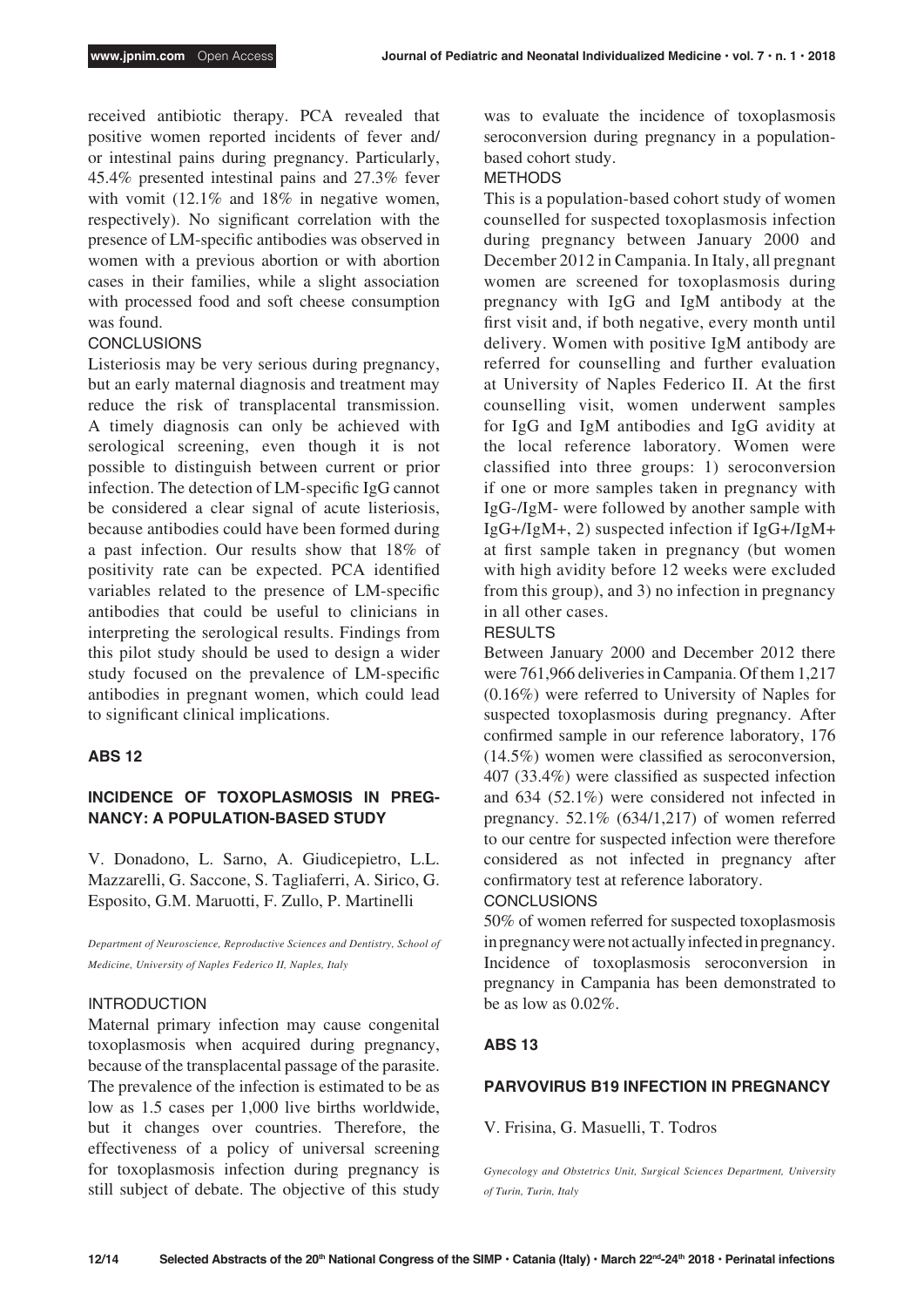received antibiotic therapy. PCA revealed that positive women reported incidents of fever and/or intestinal pains during pregnancy. Particularly, 45.4% presented intestinal pains and 27.3% fever with vomit (12.1% and 18% in negative women, respectively). No significant correlation with the presence of LM-specific antibodies was observed in women with a previous abortion or with abortion cases in their families, while a slight association with processed food and soft cheese consumption was found.

### CONCLUSIONS

Listeriosis may be very serious during pregnancy, but an early maternal diagnosis and treatment may reduce the risk of transplacental transmission. A timely diagnosis can only be achieved with serological screening, even though it is not possible to distinguish between current or prior infection. The detection of LM-specific IgG cannot be considered a clear signal of acute listeriosis, because antibodies could have been formed during a past infection. Our results show that 18% of positivity rate can be expected. PCA identified variables related to the presence of LM-specific antibodies that could be useful to clinicians in interpreting the serological results. Findings from this pilot study should be used to design a wider study focused on the prevalence of LM-specific antibodies in pregnant women, which could lead to significant clinical implications.

## ABS 12

## INCIDENCE OF TOXOPLASMOSIS IN PREGNANCY: A POPULATION-BASED STUDY

V. Donadono, L. Sarno, A. Giudicepietro, L.L. Mazzarelli, G. Saccone, S. Tagliaferri, A. Sirico, G. Esposito, G.M. Maruotti, F. Zullo, P. Martinelli

*Department of Neuroscience, Reproductive Sciences and Dentistry, School of Medicine, University of Naples Federico II, Naples, Italy*

### INTRODUCTION

Maternal primary infection may cause congenital toxoplasmosis when acquired during pregnancy, because of the transplacental passage of the parasite. The prevalence of the infection is estimated to be as low as 1.5 cases per 1,000 live births worldwide, but it changes over countries. Therefore, the effectiveness of a policy of universal screening for toxoplasmosis infection during pregnancy is still subject of debate. The objective of this study was to evaluate the incidence of toxoplasmosis seroconversion during pregnancy in a population-based cohort study.

### METHODS

This is a population-based cohort study of women counselled for suspected toxoplasmosis infection during pregnancy between January 2000 and December 2012 in Campania. In Italy, all pregnant women are screened for toxoplasmosis during pregnancy with IgG and IgM antibody at the first visit and, if both negative, every month until delivery. Women with positive IgM antibody are referred for counselling and further evaluation at University of Naples Federico II. At the first counselling visit, women underwent samples for IgG and IgM antibodies and IgG avidity at the local reference laboratory. Women were classified into three groups: 1) seroconversion if one or more samples taken in pregnancy with IgG-/IgM- were followed by another sample with IgG+/IgM+, 2) suspected infection if IgG+/IgM+ at first sample taken in pregnancy (but women with high avidity before 12 weeks were excluded from this group), and 3) no infection in pregnancy in all other cases.

### RESULTS

Between January 2000 and December 2012 there were 761,966 deliveries in Campania. Of them 1,217 (0.16%) were referred to University of Naples for suspected toxoplasmosis during pregnancy. After confirmed sample in our reference laboratory, 176 (14.5%) women were classified as seroconversion, 407 (33.4%) were classified as suspected infection and 634 (52.1%) were considered not infected in pregnancy. 52.1% (634/1,217) of women referred to our centre for suspected infection were therefore considered as not infected in pregnancy after confirmatory test at reference laboratory.

### CONCLUSIONS

50% of women referred for suspected toxoplasmosis in pregnancy were not actually infected in pregnancy. Incidence of toxoplasmosis seroconversion in pregnancy in Campania has been demonstrated to be as low as 0.02%.

## ABS 13

## PARVOVIRUS B19 INFECTION IN PREGNANCY

V. Frisina, G. Masuelli, T. Todros

*Gynecology and Obstetrics Unit, Surgical Sciences Department, University of Turin, Turin, Italy*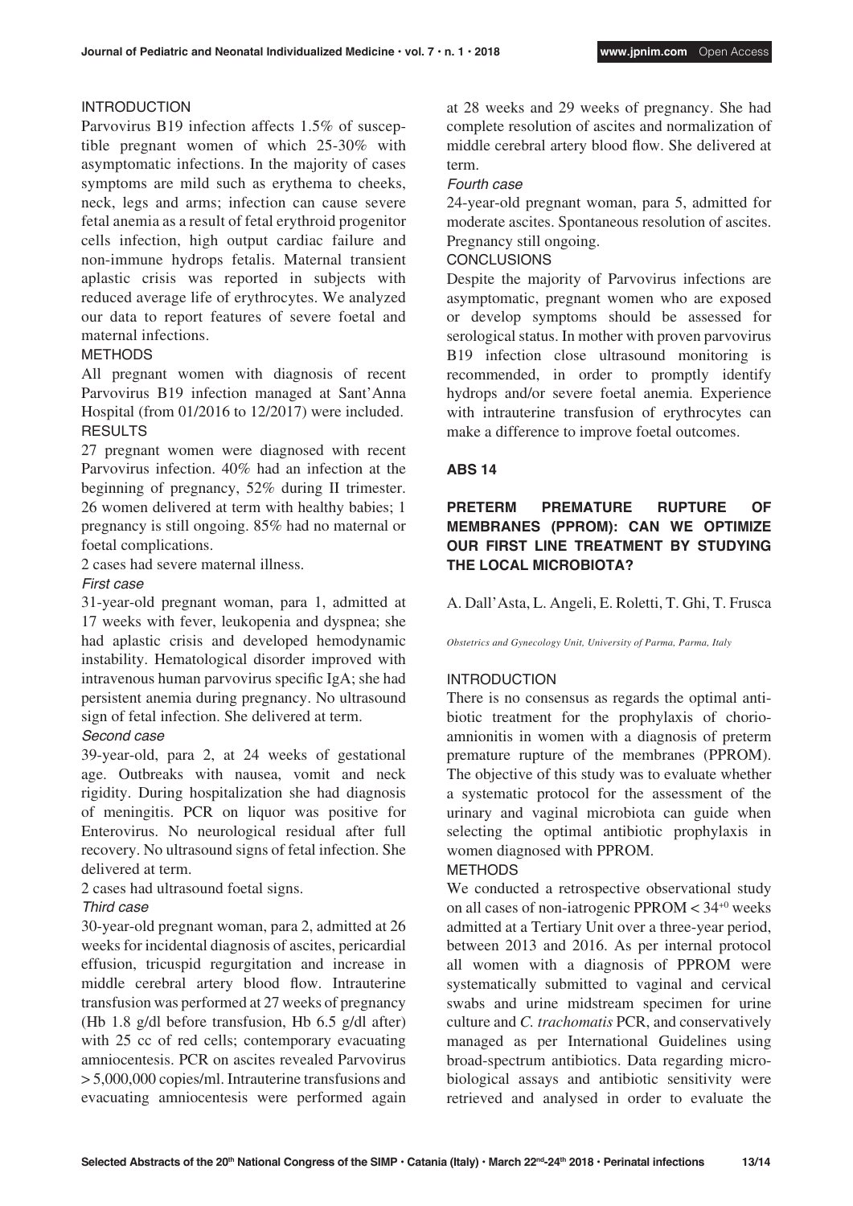#### INTRODUCTION

Parvovirus B19 infection affects 1.5% of susceptible pregnant women of which 25-30% with asymptomatic infections. In the majority of cases symptoms are mild such as erythema to cheeks, neck, legs and arms; infection can cause severe fetal anemia as a result of fetal erythroid progenitor cells infection, high output cardiac failure and non-immune hydrops fetalis. Maternal transient aplastic crisis was reported in subjects with reduced average life of erythrocytes. We analyzed our data to report features of severe foetal and maternal infections.

#### METHODS

All pregnant women with diagnosis of recent Parvovirus B19 infection managed at Sant'Anna Hospital (from 01/2016 to 12/2017) were included.

#### RESULTS

27 pregnant women were diagnosed with recent Parvovirus infection. 40% had an infection at the beginning of pregnancy, 52% during II trimester. 26 women delivered at term with healthy babies; 1 pregnancy is still ongoing. 85% had no maternal or foetal complications.

2 cases had severe maternal illness.

*First case*

31-year-old pregnant woman, para 1, admitted at 17 weeks with fever, leukopenia and dyspnea; she had aplastic crisis and developed hemodynamic instability. Hematological disorder improved with intravenous human parvovirus specific IgA; she had persistent anemia during pregnancy. No ultrasound sign of fetal infection. She delivered at term.

*Second case*

39-year-old, para 2, at 24 weeks of gestational age. Outbreaks with nausea, vomit and neck rigidity. During hospitalization she had diagnosis of meningitis. PCR on liquor was positive for Enterovirus. No neurological residual after full recovery. No ultrasound signs of fetal infection. She delivered at term.

2 cases had ultrasound foetal signs.

*Third case*

30-year-old pregnant woman, para 2, admitted at 26 weeks for incidental diagnosis of ascites, pericardial effusion, tricuspid regurgitation and increase in middle cerebral artery blood flow. Intrauterine transfusion was performed at 27 weeks of pregnancy (Hb 1.8 g/dl before transfusion, Hb 6.5 g/dl after) with 25 cc of red cells; contemporary evacuating amniocentesis. PCR on ascites revealed Parvovirus > 5,000,000 copies/ml. Intrauterine transfusions and evacuating amniocentesis were performed again at 28 weeks and 29 weeks of pregnancy. She had complete resolution of ascites and normalization of middle cerebral artery blood flow. She delivered at term.

*Fourth case*

24-year-old pregnant woman, para 5, admitted for moderate ascites. Spontaneous resolution of ascites. Pregnancy still ongoing.

#### CONCLUSIONS

Despite the majority of Parvovirus infections are asymptomatic, pregnant women who are exposed or develop symptoms should be assessed for serological status. In mother with proven parvovirus B19 infection close ultrasound monitoring is recommended, in order to promptly identify hydrops and/or severe foetal anemia. Experience with intrauterine transfusion of erythrocytes can make a difference to improve foetal outcomes.

## ABS 14

### PRETERM PREMATURE RUPTURE OF MEMBRANES (PPROM): CAN WE OPTIMIZE OUR FIRST LINE TREATMENT BY STUDYING THE LOCAL MICROBIOTA?

A. Dall'Asta, L. Angeli, E. Roletti, T. Ghi, T. Frusca

*Obstetrics and Gynecology Unit, University of Parma, Parma, Italy*

#### INTRODUCTION

There is no consensus as regards the optimal antibiotic treatment for the prophylaxis of chorioamnionitis in women with a diagnosis of preterm premature rupture of the membranes (PPROM). The objective of this study was to evaluate whether a systematic protocol for the assessment of the urinary and vaginal microbiota can guide when selecting the optimal antibiotic prophylaxis in women diagnosed with PPROM.

#### METHODS

We conducted a retrospective observational study on all cases of non-iatrogenic PPROM < $34^{+0}$ weeks admitted at a Tertiary Unit over a three-year period, between 2013 and 2016. As per internal protocol all women with a diagnosis of PPROM were systematically submitted to vaginal and cervical swabs and urine midstream specimen for urine culture and *C. trachomatis* PCR, and conservatively managed as per International Guidelines using broad-spectrum antibiotics. Data regarding microbiological assays and antibiotic sensitivity were retrieved and analysed in order to evaluate the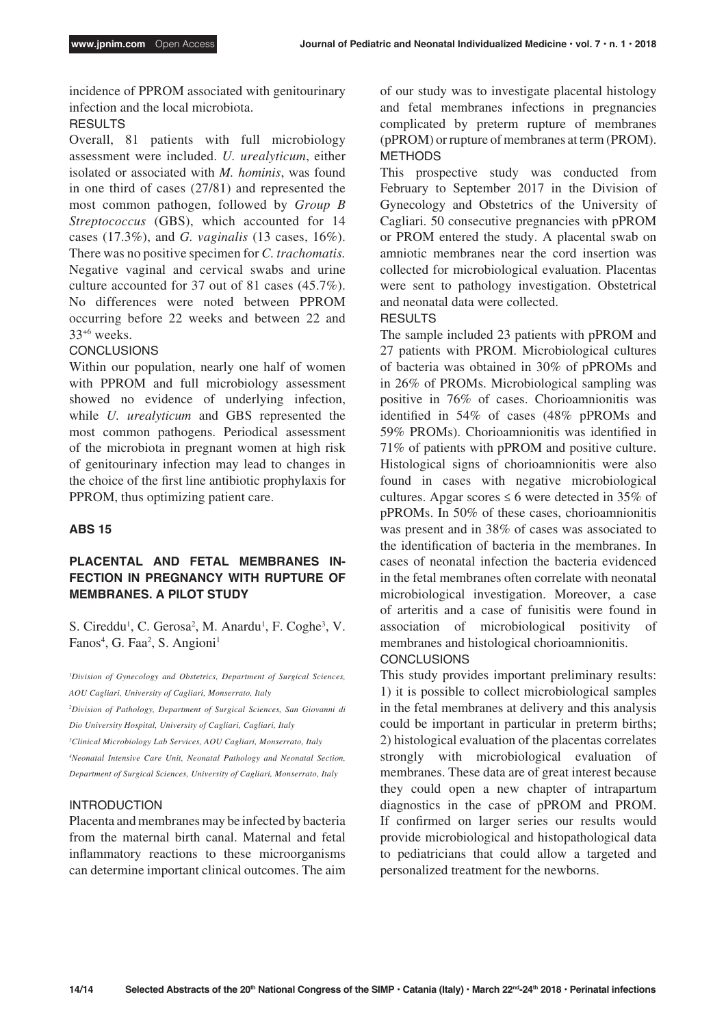incidence of PPROM associated with genitourinary infection and the local microbiota.

RESULTS

Overall, 81 patients with full microbiology assessment were included. *U. urealyticum*, either isolated or associated with *M. hominis*, was found in one third of cases (27/81) and represented the most common pathogen, followed by *Group B Streptococcus* (GBS), which accounted for 14 cases (17.3%), and *G. vaginalis* (13 cases, 16%). There was no positive specimen for *C. trachomatis.* Negative vaginal and cervical swabs and urine culture accounted for 37 out of 81 cases (45.7%). No differences were noted between PPROM occurring before 22 weeks and between 22 and $33^{+6}$ weeks.

CONCLUSIONS

Within our population, nearly one half of women with PPROM and full microbiology assessment showed no evidence of underlying infection, while *U. urealyticum* and GBS represented the most common pathogens. Periodical assessment of the microbiota in pregnant women at high risk of genitourinary infection may lead to changes in the choice of the first line antibiotic prophylaxis for PPROM, thus optimizing patient care.

## ABS 15

### PLACENTAL AND FETAL MEMBRANES INFECTION IN PREGNANCY WITH RUPTURE OF MEMBRANES. A PILOT STUDY

S. Cireddu[1], C. Gerosa[2], M. Anardu[1], F. Coghe[3], V. Fanos[4], G. Faa[2], S. Angioni[1]

[1]*Division of Gynecology and Obstetrics, Department of Surgical Sciences, AOU Cagliari, University of Cagliari, Monserrato, Italy*

[2]*Division of Pathology, Department of Surgical Sciences, San Giovanni di Dio University Hospital, University of Cagliari, Cagliari, Italy*

[3]*Clinical Microbiology Lab Services, AOU Cagliari, Monserrato, Italy*

[4]*Neonatal Intensive Care Unit, Neonatal Pathology and Neonatal Section, Department of Surgical Sciences, University of Cagliari, Monserrato, Italy*

INTRODUCTION

Placenta and membranes may be infected by bacteria from the maternal birth canal. Maternal and fetal inflammatory reactions to these microorganisms can determine important clinical outcomes. The aim of our study was to investigate placental histology and fetal membranes infections in pregnancies complicated by preterm rupture of membranes (pPROM) or rupture of membranes at term (PROM).

METHODS

This prospective study was conducted from February to September 2017 in the Division of Gynecology and Obstetrics of the University of Cagliari. 50 consecutive pregnancies with pPROM or PROM entered the study. A placental swab on amniotic membranes near the cord insertion was collected for microbiological evaluation. Placentas were sent to pathology investigation. Obstetrical and neonatal data were collected.

RESULTS

The sample included 23 patients with pPROM and 27 patients with PROM. Microbiological cultures of bacteria was obtained in 30% of pPROMs and in 26% of PROMs. Microbiological sampling was positive in 76% of cases. Chorioamnionitis was identified in 54% of cases (48% pPROMs and 59% PROMs). Chorioamnionitis was identified in 71% of patients with pPROM and positive culture. Histological signs of chorioamnionitis were also found in cases with negative microbiological cultures. Apgar scores $\leq 6$ were detected in 35% of pPROMs. In 50% of these cases, chorioamnionitis was present and in 38% of cases was associated to the identification of bacteria in the membranes. In cases of neonatal infection the bacteria evidenced in the fetal membranes often correlate with neonatal microbiological investigation. Moreover, a case of arteritis and a case of funisitis were found in association of microbiological positivity of membranes and histological chorioamnionitis.

CONCLUSIONS

This study provides important preliminary results: 1) it is possible to collect microbiological samples in the fetal membranes at delivery and this analysis could be important in particular in preterm births; 2) histological evaluation of the placentas correlates strongly with microbiological evaluation of membranes. These data are of great interest because they could open a new chapter of intrapartum diagnostics in the case of pPROM and PROM. If confirmed on larger series our results would provide microbiological and histopathological data to pediatricians that could allow a targeted and personalized treatment for the newborns.